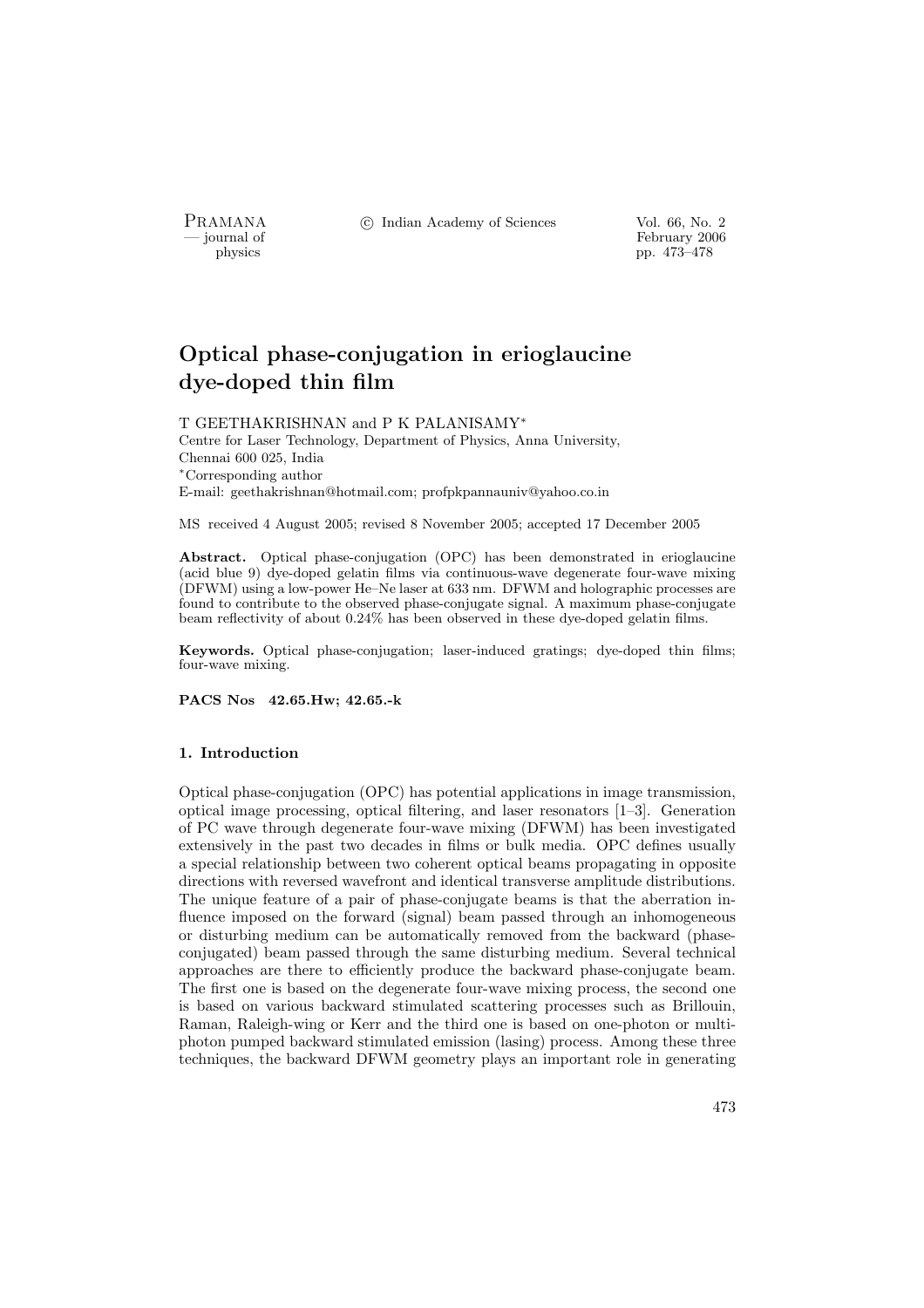# Optical phase-conjugation in erioglaucine dye-doped thin film

T GEETHAKRISHNAN and P K PALANISAMY*

Centre for Laser Technology, Department of Physics, Anna University, Chennai 600 025, India

*Corresponding author

E-mail: geethakrishnan@hotmail.com; profpkpannauniv@yahoo.co.in

MS received 4 August 2005; revised 8 November 2005; accepted 17 December 2005

**Abstract.** Optical phase-conjugation (OPC) has been demonstrated in erioglaucine (acid blue 9) dye-doped gelatin films via continuous-wave degenerate four-wave mixing (DFWM) using a low-power He–Ne laser at 633 nm. DFWM and holographic processes are found to contribute to the observed phase-conjugate signal. A maximum phase-conjugate beam reflectivity of about 0.24% has been observed in these dye-doped gelatin films.

**Keywords.** Optical phase-conjugation; laser-induced gratings; dye-doped thin films; four-wave mixing.

**PACS Nos 42.65.Hw; 42.65.-k**

## 1. Introduction

Optical phase-conjugation (OPC) has potential applications in image transmission, optical image processing, optical filtering, and laser resonators [1–3]. Generation of PC wave through degenerate four-wave mixing (DFWM) has been investigated extensively in the past two decades in films or bulk media. OPC defines usually a special relationship between two coherent optical beams propagating in opposite directions with reversed wavefront and identical transverse amplitude distributions. The unique feature of a pair of phase-conjugate beams is that the aberration influence imposed on the forward (signal) beam passed through an inhomogeneous or disturbing medium can be automatically removed from the backward (phase-conjugated) beam passed through the same disturbing medium. Several technical approaches are there to efficiently produce the backward phase-conjugate beam. The first one is based on the degenerate four-wave mixing process, the second one is based on various backward stimulated scattering processes such as Brillouin, Raman, Raleigh-wing or Kerr and the third one is based on one-photon or multi-photon pumped backward stimulated emission (lasing) process. Among these three techniques, the backward DFWM geometry plays an important role in generating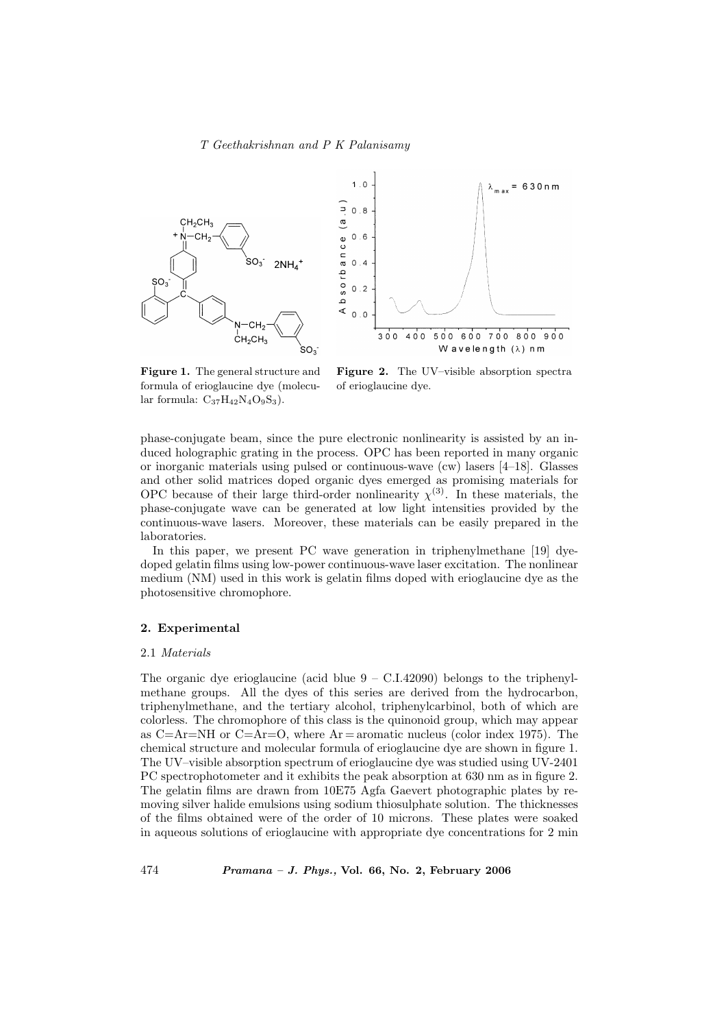**Figure 1.** The general structure and formula of erioglaucine dye (molecular formula: $C_{37}H_{42}N_4O_9S_3$).

**Figure 2.** The UV–visible absorption spectra of erioglaucine dye.

phase-conjugate beam, since the pure electronic nonlinearity is assisted by an induced holographic grating in the process. OPC has been reported in many organic or inorganic materials using pulsed or continuous-wave (cw) lasers [4–18]. Glasses and other solid matrices doped organic dyes emerged as promising materials for OPC because of their large third-order nonlinearity $\chi^{(3)}$. In these materials, the phase-conjugate wave can be generated at low light intensities provided by the continuous-wave lasers. Moreover, these materials can be easily prepared in the laboratories.

In this paper, we present PC wave generation in triphenylmethane [19] dye-doped gelatin films using low-power continuous-wave laser excitation. The nonlinear medium (NM) used in this work is gelatin films doped with erioglaucine dye as the photosensitive chromophore.

## 2. Experimental

### 2.1 *Materials*

The organic dye erioglaucine (acid blue 9 – C.I.42090) belongs to the triphenylmethane groups. All the dyes of this series are derived from the hydrocarbon, triphenylmethane, and the tertiary alcohol, triphenylcarbinol, both of which are colorless. The chromophore of this class is the quinonoid group, which may appear as C=Ar=NH or C=Ar=O, where Ar = aromatic nucleus (color index 1975). The chemical structure and molecular formula of erioglaucine dye are shown in figure 1. The UV–visible absorption spectrum of erioglaucine dye was studied using UV-2401 PC spectrophotometer and it exhibits the peak absorption at 630 nm as in figure 2. The gelatin films are drawn from 10E75 Agfa Gaevert photographic plates by removing silver halide emulsions using sodium thiosulphate solution. The thicknesses of the films obtained were of the order of 10 microns. These plates were soaked in aqueous solutions of erioglaucine with appropriate dye concentrations for 2 min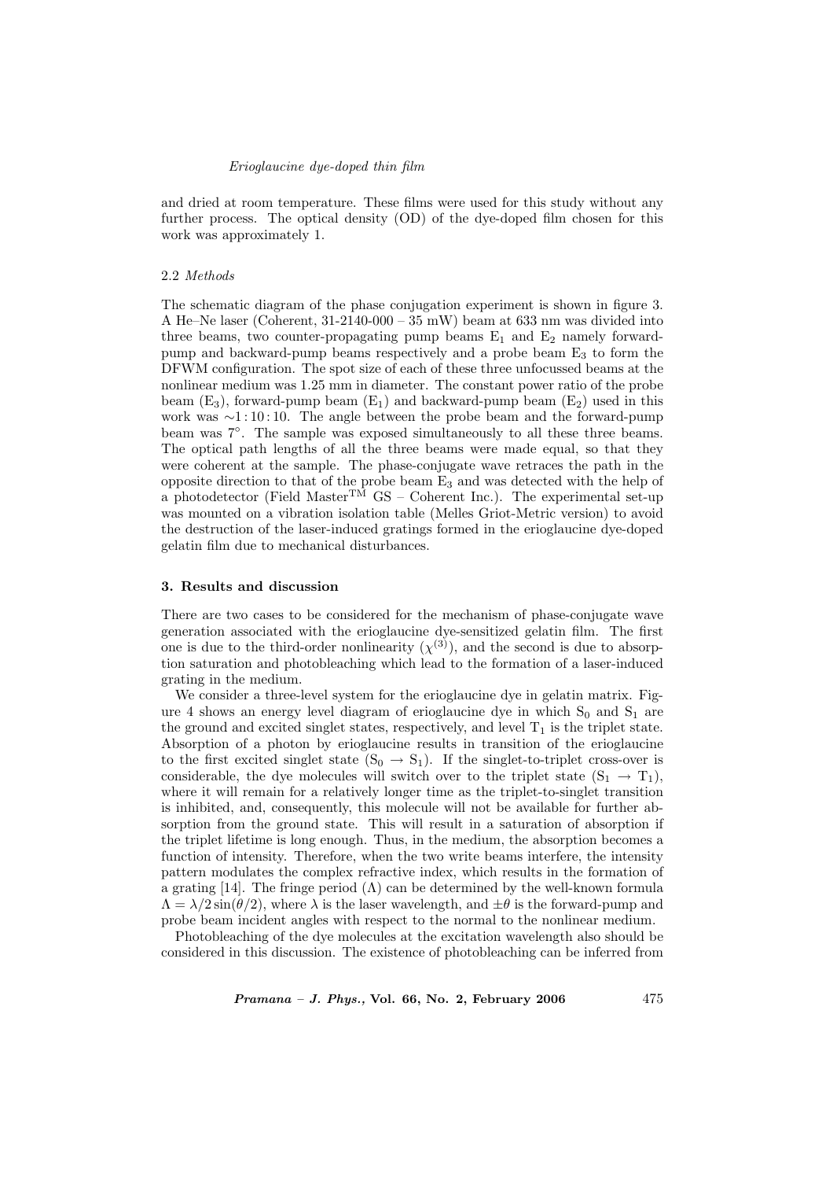and dried at room temperature. These films were used for this study without any further process. The optical density (OD) of the dye-doped film chosen for this work was approximately 1.

### 2.2 *Methods*

The schematic diagram of the phase conjugation experiment is shown in figure 3. A He–Ne laser (Coherent, 31-2140-000 – 35 mW) beam at 633 nm was divided into three beams, two counter-propagating pump beams $E_1$ and $E_2$ namely forward-pump and backward-pump beams respectively and a probe beam $E_3$ to form the DFWM configuration. The spot size of each of these three unfocussed beams at the nonlinear medium was 1.25 mm in diameter. The constant power ratio of the probe beam ($E_3$), forward-pump beam ($E_1$) and backward-pump beam ($E_2$) used in this work was $\sim 1:10:10$. The angle between the probe beam and the forward-pump beam was 7°. The sample was exposed simultaneously to all these three beams. The optical path lengths of all the three beams were made equal, so that they were coherent at the sample. The phase-conjugate wave retraces the path in the opposite direction to that of the probe beam $E_3$ and was detected with the help of a photodetector (Field Master$^{\text{TM}}$ GS – Coherent Inc.). The experimental set-up was mounted on a vibration isolation table (Melles Griot-Metric version) to avoid the destruction of the laser-induced gratings formed in the erioglaucine dye-doped gelatin film due to mechanical disturbances.

## 3. Results and discussion

There are two cases to be considered for the mechanism of phase-conjugate wave generation associated with the erioglaucine dye-sensitized gelatin film. The first one is due to the third-order nonlinearity ($\chi^{(3)}$), and the second is due to absorption saturation and photobleaching which lead to the formation of a laser-induced grating in the medium.

We consider a three-level system for the erioglaucine dye in gelatin matrix. Figure 4 shows an energy level diagram of erioglaucine dye in which $S_0$ and $S_1$ are the ground and excited singlet states, respectively, and level $T_1$ is the triplet state. Absorption of a photon by erioglaucine results in transition of the erioglaucine to the first excited singlet state ($S_0 \rightarrow S_1$). If the singlet-to-triplet cross-over is considerable, the dye molecules will switch over to the triplet state ($S_1 \rightarrow T_1$), where it will remain for a relatively longer time as the triplet-to-singlet transition is inhibited, and, consequently, this molecule will not be available for further absorption from the ground state. This will result in a saturation of absorption if the triplet lifetime is long enough. Thus, in the medium, the absorption becomes a function of intensity. Therefore, when the two write beams interfere, the intensity pattern modulates the complex refractive index, which results in the formation of a grating [14]. The fringe period ($\Lambda$) can be determined by the well-known formula $\Lambda = \lambda/2\sin(\theta/2)$, where $\lambda$ is the laser wavelength, and $\pm\theta$ is the forward-pump and probe beam incident angles with respect to the normal to the nonlinear medium.

Photobleaching of the dye molecules at the excitation wavelength also should be considered in this discussion. The existence of photobleaching can be inferred from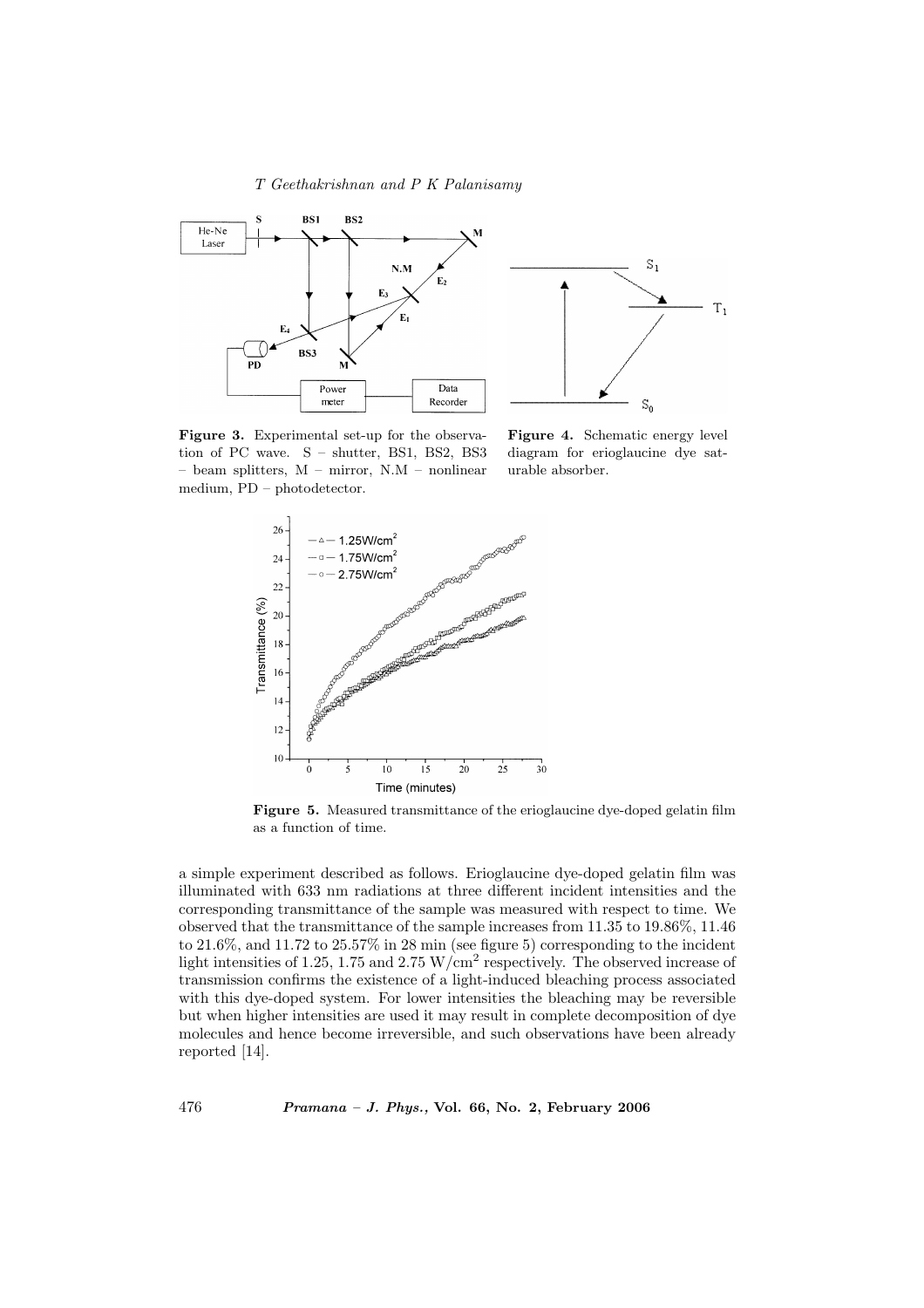**Figure 3.** Experimental set-up for the observation of PC wave. S – shutter, BS1, BS2, BS3 – beam splitters, M – mirror, N.M – nonlinear medium, PD – photodetector.

**Figure 4.** Schematic energy level diagram for erioglaucine dye saturable absorber.

**Figure 5.** Measured transmittance of the erioglaucine dye-doped gelatin film as a function of time.

a simple experiment described as follows. Erioglaucine dye-doped gelatin film was illuminated with 633 nm radiations at three different incident intensities and the corresponding transmittance of the sample was measured with respect to time. We observed that the transmittance of the sample increases from 11.35 to 19.86%, 11.46 to 21.6%, and 11.72 to 25.57% in 28 min (see figure 5) corresponding to the incident light intensities of 1.25, 1.75 and 2.75 W/cm$^2$ respectively. The observed increase of transmission confirms the existence of a light-induced bleaching process associated with this dye-doped system. For lower intensities the bleaching may be reversible but when higher intensities are used it may result in complete decomposition of dye molecules and hence become irreversible, and such observations have been already reported [14].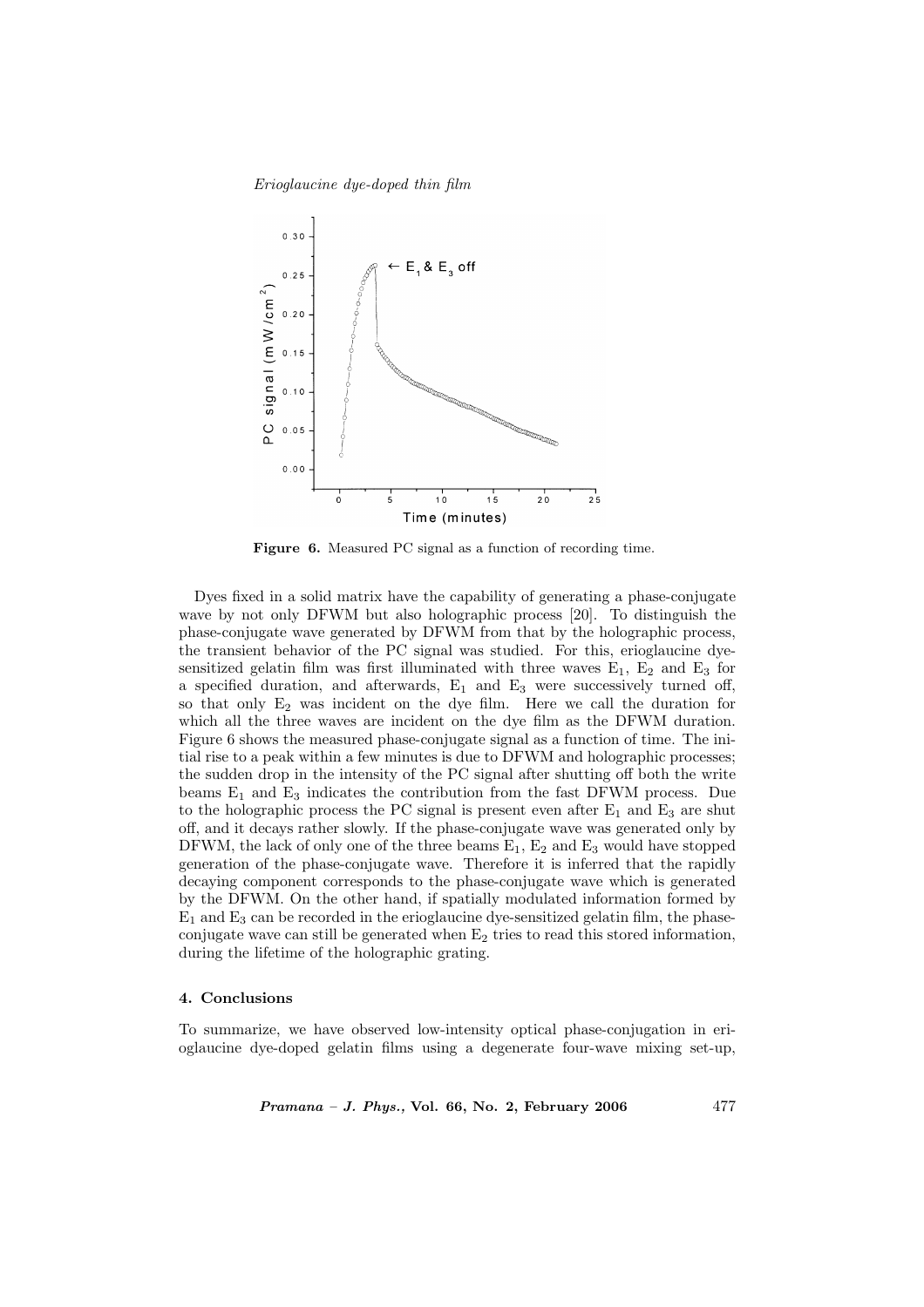**Figure 6.** Measured PC signal as a function of recording time.

Dyes fixed in a solid matrix have the capability of generating a phase-conjugate wave by not only DFWM but also holographic process [20]. To distinguish the phase-conjugate wave generated by DFWM from that by the holographic process, the transient behavior of the PC signal was studied. For this, erioglaucine dye-sensitized gelatin film was first illuminated with three waves $E_1$, $E_2$ and $E_3$ for a specified duration, and afterwards, $E_1$ and $E_3$ were successively turned off, so that only $E_2$ was incident on the dye film. Here we call the duration for which all the three waves are incident on the dye film as the DFWM duration. Figure 6 shows the measured phase-conjugate signal as a function of time. The initial rise to a peak within a few minutes is due to DFWM and holographic processes; the sudden drop in the intensity of the PC signal after shutting off both the write beams $E_1$ and $E_3$ indicates the contribution from the fast DFWM process. Due to the holographic process the PC signal is present even after $E_1$ and $E_3$ are shut off, and it decays rather slowly. If the phase-conjugate wave was generated only by DFWM, the lack of only one of the three beams $E_1$, $E_2$ and $E_3$ would have stopped generation of the phase-conjugate wave. Therefore it is inferred that the rapidly decaying component corresponds to the phase-conjugate wave which is generated by the DFWM. On the other hand, if spatially modulated information formed by $E_1$ and $E_3$ can be recorded in the erioglaucine dye-sensitized gelatin film, the phase-conjugate wave can still be generated when $E_2$ tries to read this stored information, during the lifetime of the holographic grating.

## 4. Conclusions

To summarize, we have observed low-intensity optical phase-conjugation in erioglaucine dye-doped gelatin films using a degenerate four-wave mixing set-up,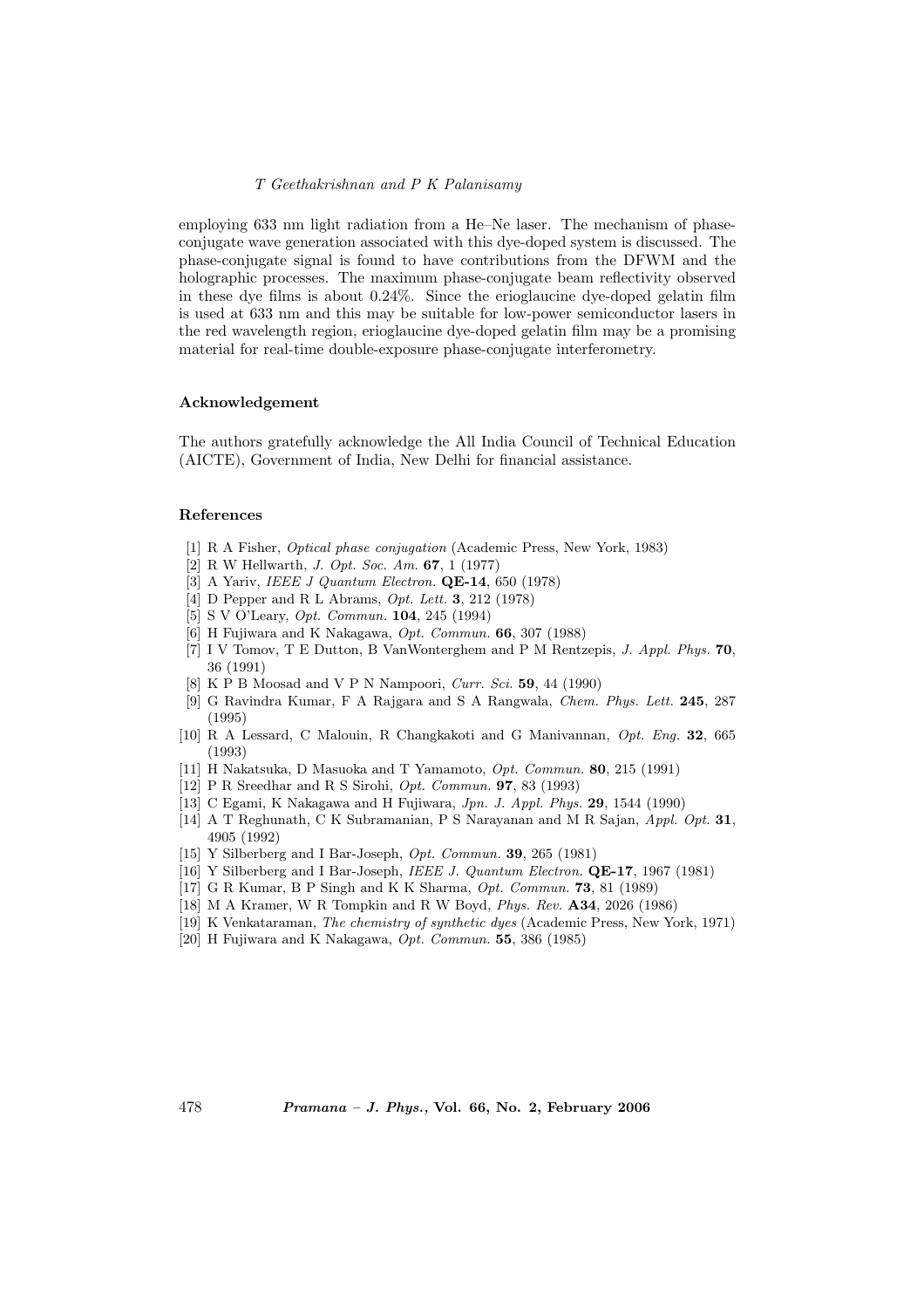employing 633 nm light radiation from a He–Ne laser. The mechanism of phase-conjugate wave generation associated with this dye-doped system is discussed. The phase-conjugate signal is found to have contributions from the DFWM and the holographic processes. The maximum phase-conjugate beam reflectivity observed in these dye films is about 0.24%. Since the erioglaucine dye-doped gelatin film is used at 633 nm and this may be suitable for low-power semiconductor lasers in the red wavelength region, erioglaucine dye-doped gelatin film may be a promising material for real-time double-exposure phase-conjugate interferometry.

### Acknowledgement

The authors gratefully acknowledge the All India Council of Technical Education (AICTE), Government of India, New Delhi for financial assistance.

### References

[1] R A Fisher, *Optical phase conjugation* (Academic Press, New York, 1983)
[2] R W Hellwarth, *J. Opt. Soc. Am.* **67**, 1 (1977)
[3] A Yariv, *IEEE J Quantum Electron.* **QE-14**, 650 (1978)
[4] D Pepper and R L Abrams, *Opt. Lett.* **3**, 212 (1978)
[5] S V O'Leary, *Opt. Commun.* **104**, 245 (1994)
[6] H Fujiwara and K Nakagawa, *Opt. Commun.* **66**, 307 (1988)
[7] I V Tomov, T E Dutton, B VanWonterghem and P M Rentzepis, *J. Appl. Phys.* **70**, 36 (1991)
[8] K P B Moosad and V P N Nampoori, *Curr. Sci.* **59**, 44 (1990)
[9] G Ravindra Kumar, F A Rajgara and S A Rangwala, *Chem. Phys. Lett.* **245**, 287 (1995)
[10] R A Lessard, C Malouin, R Changkakoti and G Manivannan, *Opt. Eng.* **32**, 665 (1993)
[11] H Nakatsuka, D Masuoka and T Yamamoto, *Opt. Commun.* **80**, 215 (1991)
[12] P R Sreedhar and R S Sirohi, *Opt. Commun.* **97**, 83 (1993)
[13] C Egami, K Nakagawa and H Fujiwara, *Jpn. J. Appl. Phys.* **29**, 1544 (1990)
[14] A T Reghunath, C K Subramanian, P S Narayanan and M R Sajan, *Appl. Opt.* **31**, 4905 (1992)
[15] Y Silberberg and I Bar-Joseph, *Opt. Commun.* **39**, 265 (1981)
[16] Y Silberberg and I Bar-Joseph, *IEEE J. Quantum Electron.* **QE-17**, 1967 (1981)
[17] G R Kumar, B P Singh and K K Sharma, *Opt. Commun.* **73**, 81 (1989)
[18] M A Kramer, W R Tompkin and R W Boyd, *Phys. Rev.* **A34**, 2026 (1986)
[19] K Venkataraman, *The chemistry of synthetic dyes* (Academic Press, New York, 1971)
[20] H Fujiwara and K Nakagawa, *Opt. Commun.* **55**, 386 (1985)